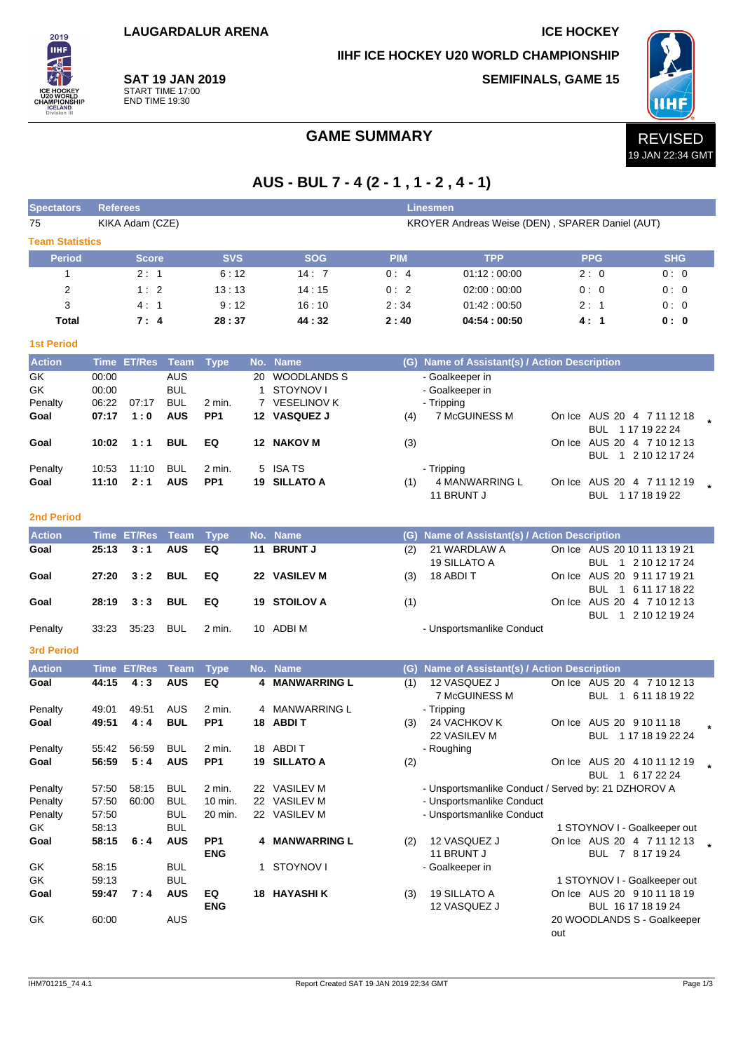LAUGARDALUR ARENA

**SAT 19 JAN 2019**
START TIME 17:00
END TIME 19:30

ICE HOCKEY

IIHF ICE HOCKEY U20 WORLD CHAMPIONSHIP

SEMIFINALS, GAME 15

# GAME SUMMARY

REVISED
19 JAN 22:34 GMT

## AUS - BUL 7 - 4 (2 - 1 , 1 - 2 , 4 - 1)

| Spectators | Referees | Linesmen |
|---|---|---|
| 75 | KIKA Adam (CZE) | KROYER Andreas Weise (DEN) , SPARER Daniel (AUT) |

### Team Statistics

| Period | Score | SVS | SOG | PIM | TPP | PPG | SHG |
|---|---|---|---|---|---|---|---|
| 1 | 2 : 1 | 6 : 12 | 14 : 7 | 0 : 4 | 01:12 : 00:00 | 2 : 0 | 0 : 0 |
| 2 | 1 : 2 | 13 : 13 | 14 : 15 | 0 : 2 | 02:00 : 00:00 | 0 : 0 | 0 : 0 |
| 3 | 4 : 1 | 9 : 12 | 16 : 10 | 2 : 34 | 01:42 : 00:50 | 2 : 1 | 0 : 0 |
| **Total** | **7 : 4** | **28 : 37** | **44 : 32** | **2 : 40** | **04:54 : 00:50** | **4 : 1** | **0 : 0** |

### 1st Period

| Action | Time | ET/Res | Team | Type | No. | Name | (G) | Name of Assistant(s) / Action Description | On Ice | |
|---|---|---|---|---|---|---|---|---|---|---|
| GK | 00:00 | | AUS | | 20 | WOODLANDS S | | - Goalkeeper in | | |
| GK | 00:00 | | BUL | | 1 | STOYNOV I | | - Goalkeeper in | | |
| Penalty | 06:22 | 07:17 | BUL | 2 min. | 7 | VESELINOV K | | - Tripping | | |
| **Goal** | **07:17** | **1 : 0** | **AUS** | **PP1** | **12** | **VASQUEZ J** | (4) | 7 McGUINESS M | AUS 20 4 7 11 12 18 / BUL 1 17 19 22 24 | * |
| **Goal** | **10:02** | **1 : 1** | **BUL** | **EQ** | **12** | **NAKOV M** | (3) | | AUS 20 4 7 10 12 13 / BUL 1 2 10 12 17 24 | |
| Penalty | 10:53 | 11:10 | BUL | 2 min. | 5 | ISA TS | | - Tripping | | |
| **Goal** | **11:10** | **2 : 1** | **AUS** | **PP1** | **19** | **SILLATO A** | (1) | 4 MANWARRING L, 11 BRUNT J | AUS 20 4 7 11 12 19 / BUL 1 17 18 19 22 | * |

### 2nd Period

| Action | Time | ET/Res | Team | Type | No. | Name | (G) | Name of Assistant(s) / Action Description | On Ice | |
|---|---|---|---|---|---|---|---|---|---|---|
| **Goal** | **25:13** | **3 : 1** | **AUS** | **EQ** | **11** | **BRUNT J** | (2) | 21 WARDLAW A, 19 SILLATO A | AUS 20 10 11 13 19 21 / BUL 1 2 10 12 17 24 | |
| **Goal** | **27:20** | **3 : 2** | **BUL** | **EQ** | **22** | **VASILEV M** | (3) | 18 ABDI T | AUS 20 9 11 17 19 21 / BUL 1 6 11 17 18 22 | |
| **Goal** | **28:19** | **3 : 3** | **BUL** | **EQ** | **19** | **STOILOV A** | (1) | | AUS 20 4 7 10 12 13 / BUL 1 2 10 12 19 24 | |
| Penalty | 33:23 | 35:23 | BUL | 2 min. | 10 | ADBI M | | - Unsportsmanlike Conduct | | |

### 3rd Period

| Action | Time | ET/Res | Team | Type | No. | Name | (G) | Name of Assistant(s) / Action Description | On Ice | |
|---|---|---|---|---|---|---|---|---|---|---|
| **Goal** | **44:15** | **4 : 3** | **AUS** | **EQ** | **4** | **MANWARRING L** | (1) | 12 VASQUEZ J, 7 McGUINESS M | AUS 20 4 7 10 12 13 / BUL 1 6 11 18 19 22 | |
| Penalty | 49:01 | 49:51 | AUS | 2 min. | 4 | MANWARRING L | | - Tripping | | |
| **Goal** | **49:51** | **4 : 4** | **BUL** | **PP1** | **18** | **ABDI T** | (3) | 24 VACHKOV K, 22 VASILEV M | AUS 20 9 10 11 18 / BUL 1 17 18 19 22 24 | * |
| Penalty | 55:42 | 56:59 | BUL | 2 min. | 18 | ABDI T | | - Roughing | | |
| **Goal** | **56:59** | **5 : 4** | **AUS** | **PP1** | **19** | **SILLATO A** | (2) | | AUS 20 4 10 11 12 19 / BUL 1 6 17 22 24 | * |
| Penalty | 57:50 | 58:15 | BUL | 2 min. | 22 | VASILEV M | | - Unsportsmanlike Conduct / Served by: 21 DZHOROV A | | |
| Penalty | 57:50 | 60:00 | BUL | 10 min. | 22 | VASILEV M | | - Unsportsmanlike Conduct | | |
| Penalty | 57:50 | | BUL | 20 min. | 22 | VASILEV M | | - Unsportsmanlike Conduct | | |
| GK | 58:13 | | BUL | | | | | | 1 STOYNOV I - Goalkeeper out | |
| **Goal** | **58:15** | **6 : 4** | **AUS** | **PP1 ENG** | **4** | **MANWARRING L** | (2) | 12 VASQUEZ J, 11 BRUNT J | AUS 20 4 7 11 12 13 / BUL 7 8 17 19 24 | * |
| GK | 58:15 | | BUL | | 1 | STOYNOV I | | - Goalkeeper in | | |
| GK | 59:13 | | BUL | | | | | | 1 STOYNOV I - Goalkeeper out | |
| **Goal** | **59:47** | **7 : 4** | **AUS** | **EQ ENG** | **18** | **HAYASHI K** | (3) | 19 SILLATO A, 12 VASQUEZ J | AUS 20 9 10 11 18 19 / BUL 16 17 18 19 24 | |
| GK | 60:00 | | AUS | | | | | | 20 WOODLANDS S - Goalkeeper out | |

IHM701215_74 4.1 Report Created SAT 19 JAN 2019 22:34 GMT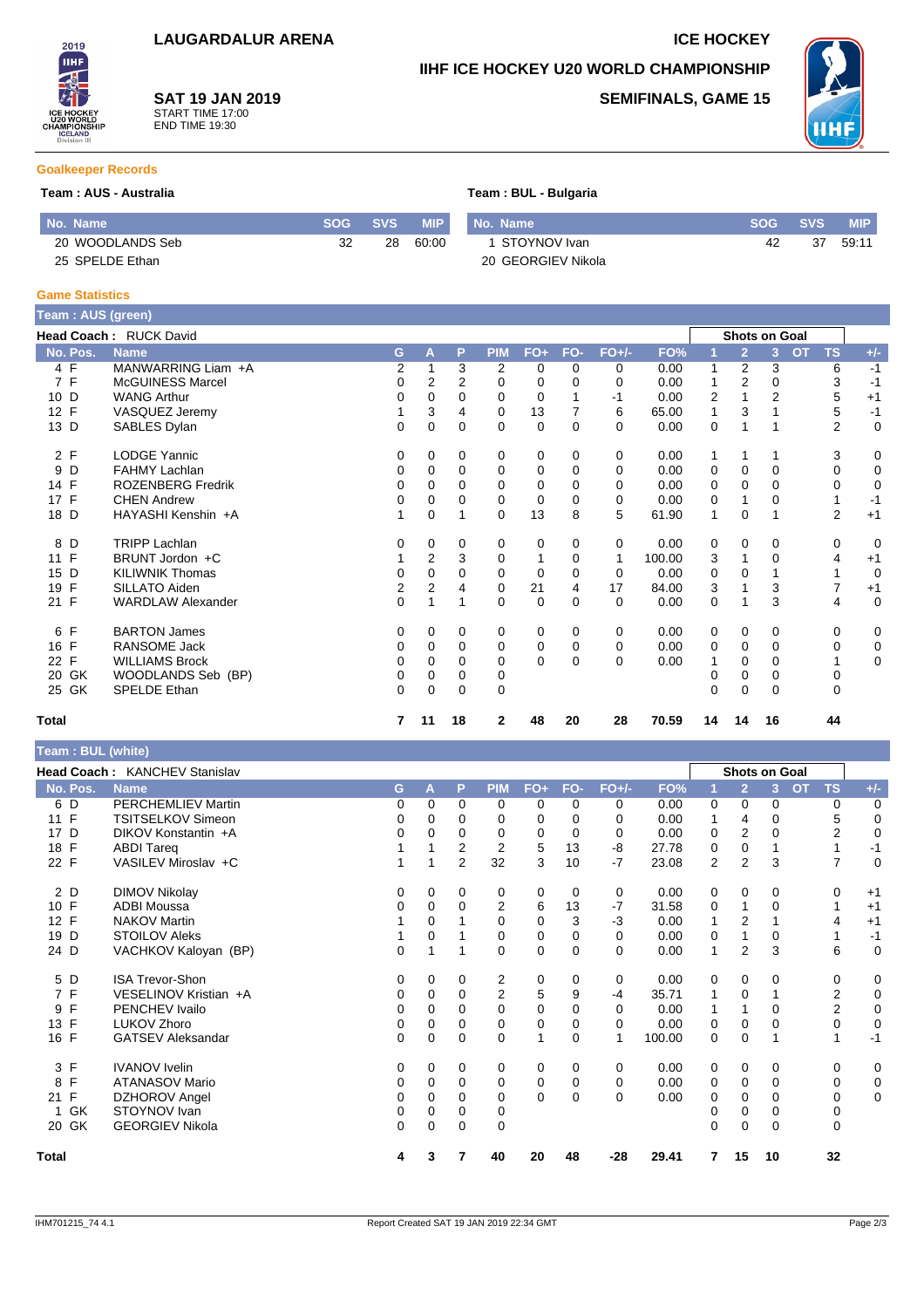LAUGARDALUR ARENA

ICE HOCKEY

IIHF ICE HOCKEY U20 WORLD CHAMPIONSHIP

**SAT 19 JAN 2019**
START TIME 17:00
END TIME 19:30

SEMIFINALS, GAME 15

## Goalkeeper Records

**Team : AUS - Australia**

| No. | Name | SOG | SVS | MIP |
|---|---|---|---|---|
| 20 | WOODLANDS Seb | 32 | 28 | 60:00 |
| 25 | SPELDE Ethan | | | |

**Team : BUL - Bulgaria**

| No. | Name | SOG | SVS | MIP |
|---|---|---|---|---|
| 1 | STOYNOV Ivan | 42 | 37 | 59:11 |
| 20 | GEORGIEV Nikola | | | |

## Game Statistics

**Team : AUS (green)**

**Head Coach :** RUCK David

| No. | Pos. | Name | G | A | P | PIM | FO+ | FO- | FO+/- | FO% | 1 | 2 | 3 | OT | TS | +/- |
|---|---|---|---|---|---|---|---|---|---|---|---|---|---|---|---|---|
| 4 | F | MANWARRING Liam +A | 2 | 1 | 3 | 2 | 0 | 0 | 0 | 0.00 | 1 | 2 | 3 | | 6 | -1 |
| 7 | F | McGUINESS Marcel | 0 | 2 | 2 | 0 | 0 | 0 | 0 | 0.00 | 1 | 2 | 0 | | 3 | -1 |
| 10 | D | WANG Arthur | 0 | 0 | 0 | 0 | 0 | 1 | -1 | 0.00 | 2 | 1 | 2 | | 5 | +1 |
| 12 | F | VASQUEZ Jeremy | 1 | 3 | 4 | 0 | 13 | 7 | 6 | 65.00 | 1 | 3 | 1 | | 5 | -1 |
| 13 | D | SABLES Dylan | 0 | 0 | 0 | 0 | 0 | 0 | 0 | 0.00 | 0 | 1 | 1 | | 2 | 0 |
| 2 | F | LODGE Yannic | 0 | 0 | 0 | 0 | 0 | 0 | 0 | 0.00 | 1 | 1 | 1 | | 3 | 0 |
| 9 | D | FAHMY Lachlan | 0 | 0 | 0 | 0 | 0 | 0 | 0 | 0.00 | 0 | 0 | 0 | | 0 | 0 |
| 14 | F | ROZENBERG Fredrik | 0 | 0 | 0 | 0 | 0 | 0 | 0 | 0.00 | 0 | 0 | 0 | | 0 | 0 |
| 17 | F | CHEN Andrew | 0 | 0 | 0 | 0 | 0 | 0 | 0 | 0.00 | 0 | 1 | 0 | | 1 | -1 |
| 18 | D | HAYASHI Kenshin +A | 1 | 0 | 1 | 0 | 13 | 8 | 5 | 61.90 | 1 | 0 | 1 | | 2 | +1 |
| 8 | D | TRIPP Lachlan | 0 | 0 | 0 | 0 | 0 | 0 | 0 | 0.00 | 0 | 0 | 0 | | 0 | 0 |
| 11 | F | BRUNT Jordon +C | 1 | 2 | 3 | 0 | 1 | 0 | 1 | 100.00 | 3 | 1 | 0 | | 4 | +1 |
| 15 | D | KILIWNIK Thomas | 0 | 0 | 0 | 0 | 0 | 0 | 0 | 0.00 | 0 | 0 | 1 | | 1 | 0 |
| 19 | F | SILLATO Aiden | 2 | 2 | 4 | 0 | 21 | 4 | 17 | 84.00 | 3 | 1 | 3 | | 7 | +1 |
| 21 | F | WARDLAW Alexander | 0 | 1 | 1 | 0 | 0 | 0 | 0 | 0.00 | 0 | 1 | 3 | | 4 | 0 |
| 6 | F | BARTON James | 0 | 0 | 0 | 0 | 0 | 0 | 0 | 0.00 | 0 | 0 | 0 | | 0 | 0 |
| 16 | F | RANSOME Jack | 0 | 0 | 0 | 0 | 0 | 0 | 0 | 0.00 | 0 | 0 | 0 | | 0 | 0 |
| 22 | F | WILLIAMS Brock | 0 | 0 | 0 | 0 | 0 | 0 | 0 | 0.00 | 1 | 0 | 0 | | 1 | 0 |
| 20 | GK | WOODLANDS Seb (BP) | 0 | 0 | 0 | 0 | | | | | 0 | 0 | 0 | | 0 | |
| 25 | GK | SPELDE Ethan | 0 | 0 | 0 | 0 | | | | | 0 | 0 | 0 | | 0 | |
| **Total** | | | **7** | **11** | **18** | **2** | **48** | **20** | **28** | **70.59** | **14** | **14** | **16** | | **44** | |

**Team : BUL (white)**

**Head Coach :** KANCHEV Stanislav

| No. | Pos. | Name | G | A | P | PIM | FO+ | FO- | FO+/- | FO% | 1 | 2 | 3 | OT | TS | +/- |
|---|---|---|---|---|---|---|---|---|---|---|---|---|---|---|---|---|
| 6 | D | PERCHEMLIEV Martin | 0 | 0 | 0 | 0 | 0 | 0 | 0 | 0.00 | 0 | 0 | 0 | | 0 | 0 |
| 11 | F | TSITSELKOV Simeon | 0 | 0 | 0 | 0 | 0 | 0 | 0 | 0.00 | 1 | 4 | 0 | | 5 | 0 |
| 17 | D | DIKOV Konstantin +A | 0 | 0 | 0 | 0 | 0 | 0 | 0 | 0.00 | 0 | 2 | 0 | | 2 | 0 |
| 18 | F | ABDI Tareq | 1 | 1 | 2 | 2 | 5 | 13 | -8 | 27.78 | 0 | 0 | 1 | | 1 | -1 |
| 22 | F | VASILEV Miroslav +C | 1 | 1 | 2 | 32 | 3 | 10 | -7 | 23.08 | 2 | 2 | 3 | | 7 | 0 |
| 2 | D | DIMOV Nikolay | 0 | 0 | 0 | 0 | 0 | 0 | 0 | 0.00 | 0 | 0 | 0 | | 0 | +1 |
| 10 | F | ADBI Moussa | 0 | 0 | 0 | 2 | 6 | 13 | -7 | 31.58 | 0 | 1 | 0 | | 1 | +1 |
| 12 | F | NAKOV Martin | 1 | 0 | 1 | 0 | 0 | 3 | -3 | 0.00 | 1 | 2 | 1 | | 4 | +1 |
| 19 | D | STOILOV Aleks | 1 | 0 | 1 | 0 | 0 | 0 | 0 | 0.00 | 0 | 1 | 0 | | 1 | -1 |
| 24 | D | VACHKOV Kaloyan (BP) | 0 | 1 | 1 | 0 | 0 | 0 | 0 | 0.00 | 1 | 2 | 3 | | 6 | 0 |
| 5 | D | ISA Trevor-Shon | 0 | 0 | 0 | 2 | 0 | 0 | 0 | 0.00 | 0 | 0 | 0 | | 0 | 0 |
| 7 | F | VESELINOV Kristian +A | 0 | 0 | 0 | 2 | 5 | 9 | -4 | 35.71 | 1 | 0 | 1 | | 2 | 0 |
| 9 | F | PENCHEV Ivailo | 0 | 0 | 0 | 0 | 0 | 0 | 0 | 0.00 | 1 | 1 | 0 | | 2 | 0 |
| 13 | F | LUKOV Zhoro | 0 | 0 | 0 | 0 | 0 | 0 | 0 | 0.00 | 0 | 0 | 0 | | 0 | 0 |
| 16 | F | GATSEV Aleksandar | 0 | 0 | 0 | 0 | 1 | 0 | 1 | 100.00 | 0 | 0 | 1 | | 1 | -1 |
| 3 | F | IVANOV Ivelin | 0 | 0 | 0 | 0 | 0 | 0 | 0 | 0.00 | 0 | 0 | 0 | | 0 | 0 |
| 8 | F | ATANASOV Mario | 0 | 0 | 0 | 0 | 0 | 0 | 0 | 0.00 | 0 | 0 | 0 | | 0 | 0 |
| 21 | F | DZHOROV Angel | 0 | 0 | 0 | 0 | 0 | 0 | 0 | 0.00 | 0 | 0 | 0 | | 0 | 0 |
| 1 | GK | STOYNOV Ivan | 0 | 0 | 0 | 0 | | | | | 0 | 0 | 0 | | 0 | |
| 20 | GK | GEORGIEV Nikola | 0 | 0 | 0 | 0 | | | | | 0 | 0 | 0 | | 0 | |
| **Total** | | | **4** | **3** | **7** | **40** | **20** | **48** | **-28** | **29.41** | **7** | **15** | **10** | | **32** | |

IHM701215_74 4.1 Report Created SAT 19 JAN 2019 22:34 GMT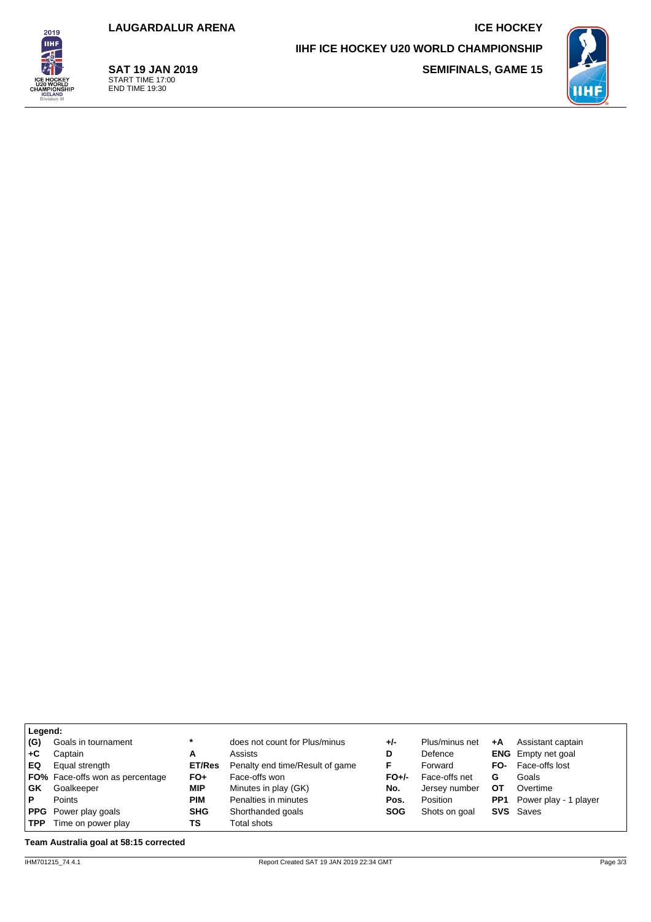**Legend:**

| | | | | | | | |
|---|---|---|---|---|---|---|---|
| **(G)** Goals in tournament | | * | does not count for Plus/minus | **+/-** | Plus/minus net | **+A** | Assistant captain |
| **+C** Captain | | **A** | Assists | **D** | Defence | **ENG** | Empty net goal |
| **EQ** Equal strength | | **ET/Res** | Penalty end time/Result of game | **F** | Forward | **FO-** | Face-offs lost |
| **FO%** Face-offs won as percentage | | **FO+** | Face-offs won | **FO+/-** | Face-offs net | **G** | Goals |
| **GK** Goalkeeper | | **MIP** | Minutes in play (GK) | **No.** | Jersey number | **OT** | Overtime |
| **P** Points | | **PIM** | Penalties in minutes | **Pos.** | Position | **PP1** | Power play - 1 player |
| **PPG** Power play goals | | **SHG** | Shorthanded goals | **SOG** | Shots on goal | **SVS** | Saves |
| **TPP** Time on power play | | **TS** | Total shots | | | | |

**Team Australia goal at 58:15 corrected**

IHM701215_74 4.1 Report Created SAT 19 JAN 2019 22:34 GMT